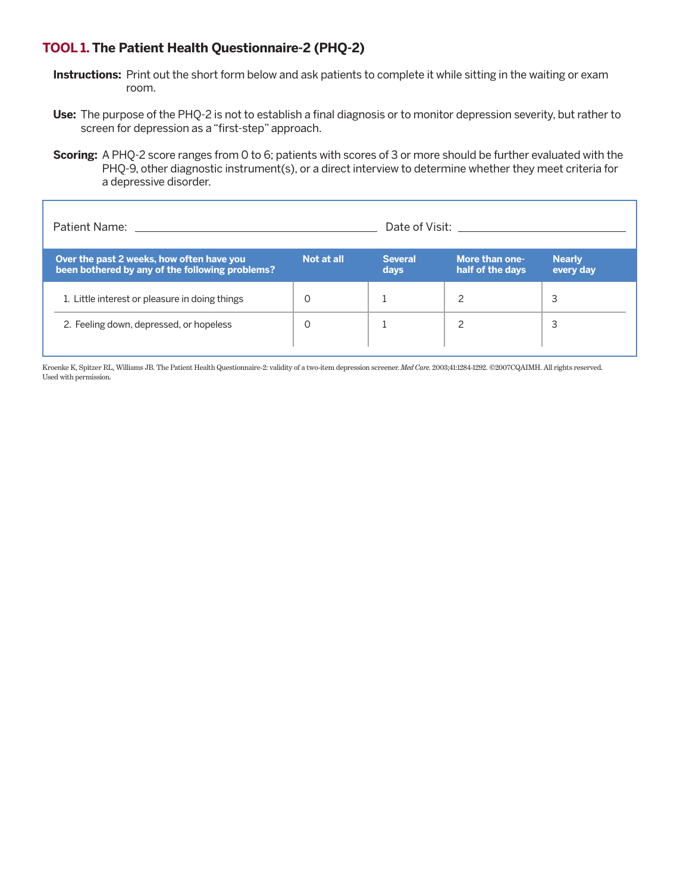## **TOOL 1.** The Patient Health Questionnaire-2 (PHQ-2)

**Instructions:** Print out the short form below and ask patients to complete it while sitting in the waiting or exam room.

**Use:** The purpose of the PHQ-2 is not to establish a final diagnosis or to monitor depression severity, but rather to screen for depression as a "first-step" approach.

**Scoring:** A PHQ-2 score ranges from 0 to 6; patients with scores of 3 or more should be further evaluated with the PHQ-9, other diagnostic instrument(s), or a direct interview to determine whether they meet criteria for a depressive disorder.

Patient Name: ______________________________ Date of Visit: ____________________

| Over the past 2 weeks, how often have you been bothered by any of the following problems? | Not at all | Several days | More than one-half of the days | Nearly every day |
|---|---|---|---|---|
| 1. Little interest or pleasure in doing things | 0 | 1 | 2 | 3 |
| 2. Feeling down, depressed, or hopeless | 0 | 1 | 2 | 3 |

Kroenke K, Spitzer RL, Williams JB. The Patient Health Questionnaire-2: validity of a two-item depression screener. *Med Care*. 2003;41:1284-1292. ©2007CQAIMH. All rights reserved. Used with permission.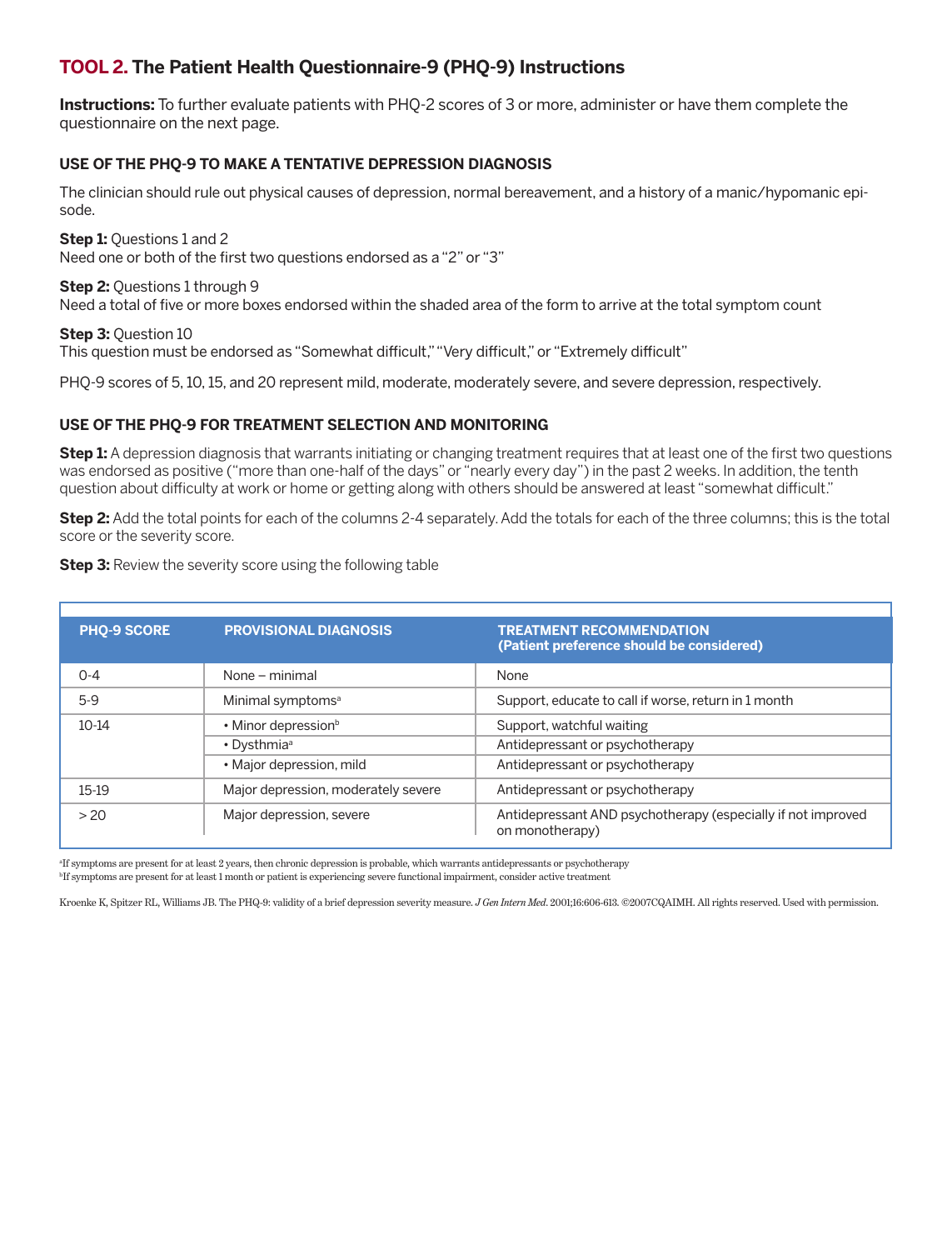## TOOL 2. The Patient Health Questionnaire-9 (PHQ-9) Instructions

**Instructions:** To further evaluate patients with PHQ-2 scores of 3 or more, administer or have them complete the questionnaire on the next page.

### USE OF THE PHQ-9 TO MAKE A TENTATIVE DEPRESSION DIAGNOSIS

The clinician should rule out physical causes of depression, normal bereavement, and a history of a manic/hypomanic episode.

**Step 1:** Questions 1 and 2
Need one or both of the first two questions endorsed as a "2" or "3"

**Step 2:** Questions 1 through 9
Need a total of five or more boxes endorsed within the shaded area of the form to arrive at the total symptom count

**Step 3:** Question 10
This question must be endorsed as "Somewhat difficult," "Very difficult," or "Extremely difficult"

PHQ-9 scores of 5, 10, 15, and 20 represent mild, moderate, moderately severe, and severe depression, respectively.

### USE OF THE PHQ-9 FOR TREATMENT SELECTION AND MONITORING

**Step 1:** A depression diagnosis that warrants initiating or changing treatment requires that at least one of the first two questions was endorsed as positive ("more than one-half of the days" or "nearly every day") in the past 2 weeks. In addition, the tenth question about difficulty at work or home or getting along with others should be answered at least "somewhat difficult."

**Step 2:** Add the total points for each of the columns 2-4 separately. Add the totals for each of the three columns; this is the total score or the severity score.

**Step 3:** Review the severity score using the following table

| PHQ-9 SCORE | PROVISIONAL DIAGNOSIS | TREATMENT RECOMMENDATION (Patient preference should be considered) |
|---|---|---|
| 0-4 | None – minimal | None |
| 5-9 | Minimal symptoms[a] | Support, educate to call if worse, return in 1 month |
| 10-14 | • Minor depression[b] | Support, watchful waiting |
| | • Dysthmia[a] | Antidepressant or psychotherapy |
| | • Major depression, mild | Antidepressant or psychotherapy |
| 15-19 | Major depression, moderately severe | Antidepressant or psychotherapy |
| > 20 | Major depression, severe | Antidepressant AND psychotherapy (especially if not improved on monotherapy) |

[a]If symptoms are present for at least 2 years, then chronic depression is probable, which warrants antidepressants or psychotherapy
[b]If symptoms are present for at least 1 month or patient is experiencing severe functional impairment, consider active treatment

Kroenke K, Spitzer RL, Williams JB. The PHQ-9: validity of a brief depression severity measure. *J Gen Intern Med*. 2001;16:606-613. ©2007CQAIMH. All rights reserved. Used with permission.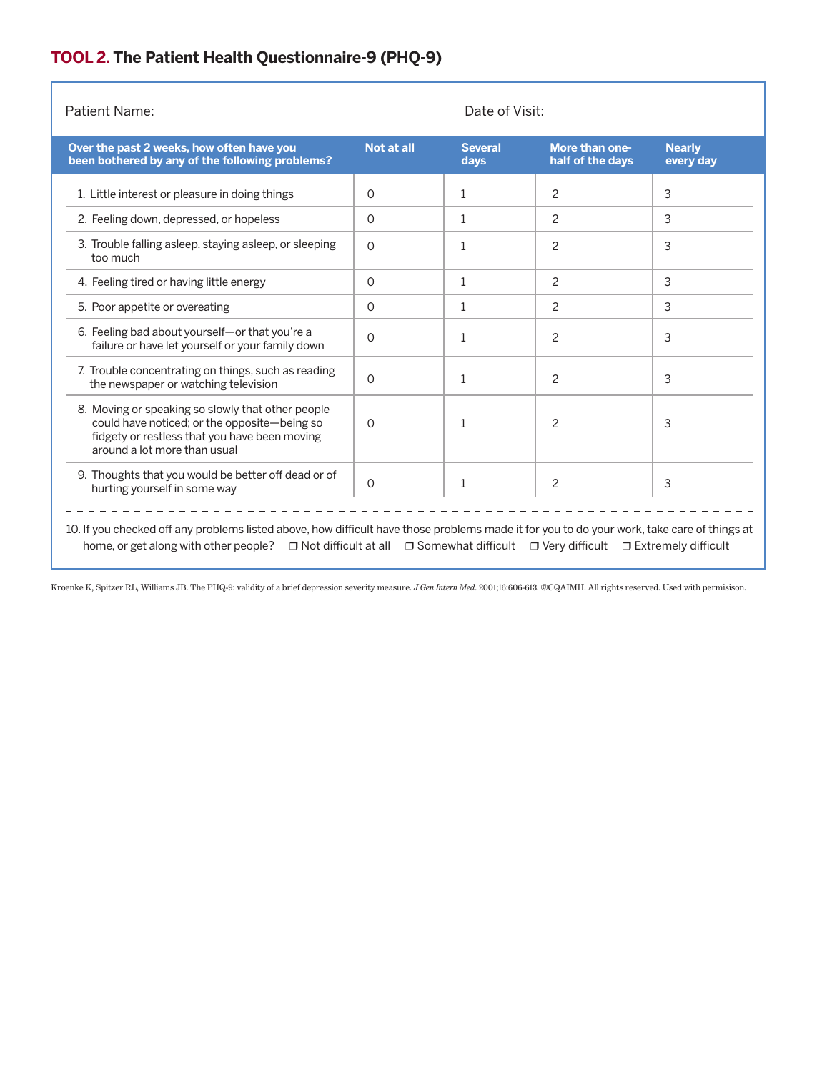# TOOL 2. The Patient Health Questionnaire-9 (PHQ-9)

Patient Name: ________________________________ Date of Visit: ____________________

| Over the past 2 weeks, how often have you been bothered by any of the following problems? | Not at all | Several days | More than one-half of the days | Nearly every day |
|---|---|---|---|---|
| 1. Little interest or pleasure in doing things | 0 | 1 | 2 | 3 |
| 2. Feeling down, depressed, or hopeless | 0 | 1 | 2 | 3 |
| 3. Trouble falling asleep, staying asleep, or sleeping too much | 0 | 1 | 2 | 3 |
| 4. Feeling tired or having little energy | 0 | 1 | 2 | 3 |
| 5. Poor appetite or overeating | 0 | 1 | 2 | 3 |
| 6. Feeling bad about yourself—or that you're a failure or have let yourself or your family down | 0 | 1 | 2 | 3 |
| 7. Trouble concentrating on things, such as reading the newspaper or watching television | 0 | 1 | 2 | 3 |
| 8. Moving or speaking so slowly that other people could have noticed; or the opposite—being so fidgety or restless that you have been moving around a lot more than usual | 0 | 1 | 2 | 3 |
| 9. Thoughts that you would be better off dead or of hurting yourself in some way | 0 | 1 | 2 | 3 |

10. If you checked off any problems listed above, how difficult have those problems made it for you to do your work, take care of things at home, or get along with other people? ❒ Not difficult at all ❒ Somewhat difficult ❒ Very difficult ❒ Extremely difficult

Kroenke K, Spitzer RL, Williams JB. The PHQ-9: validity of a brief depression severity measure. *J Gen Intern Med*. 2001;16:606-613. ©CQAIMH. All rights reserved. Used with permisison.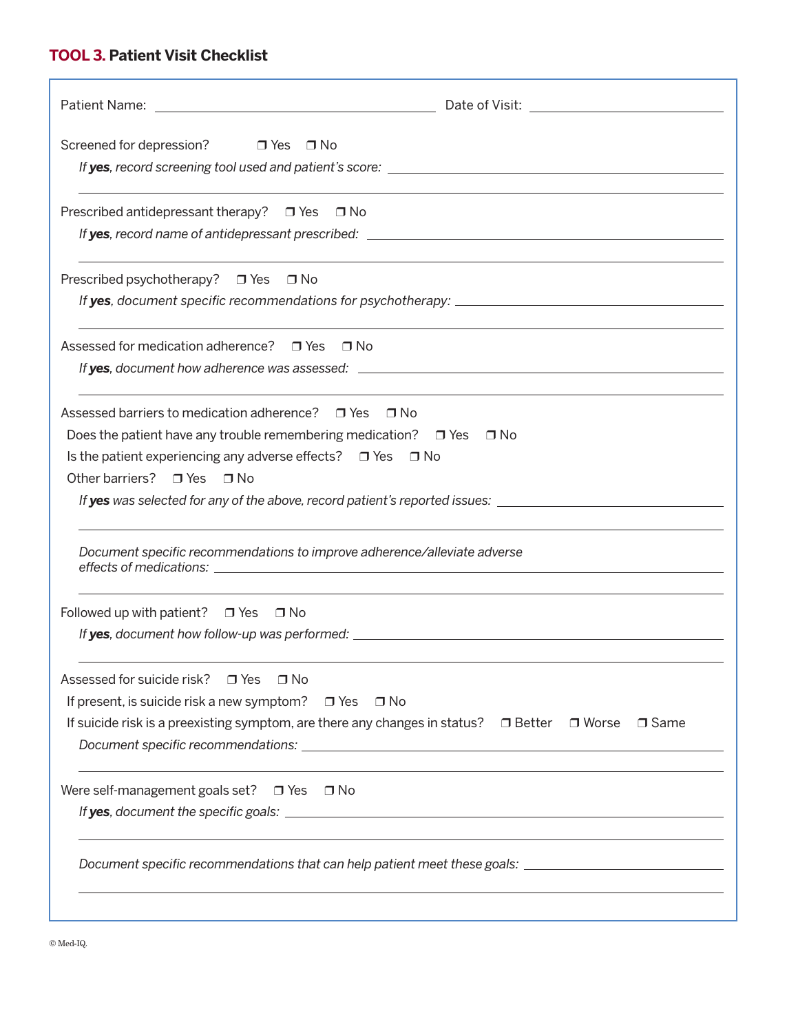## **TOOL 3.** Patient Visit Checklist

Patient Name: ______________________________ Date of Visit: ____________________

Screened for depression? ❐ Yes ❐ No

*If **yes**, record screening tool used and patient's score:* ______________________________

______________________________________________________________________

Prescribed antidepressant therapy? ❐ Yes ❐ No

*If **yes**, record name of antidepressant prescribed:* ______________________________

______________________________________________________________________

Prescribed psychotherapy? ❐ Yes ❐ No

*If **yes**, document specific recommendations for psychotherapy:* ______________________________

______________________________________________________________________

Assessed for medication adherence? ❐ Yes ❐ No

*If **yes**, document how adherence was assessed:* ______________________________

______________________________________________________________________

Assessed barriers to medication adherence? ❐ Yes ❐ No

Does the patient have any trouble remembering medication? ❐ Yes ❐ No

Is the patient experiencing any adverse effects? ❐ Yes ❐ No

Other barriers? ❐ Yes ❐ No

*If **yes** was selected for any of the above, record patient's reported issues:* ______________________________

______________________________________________________________________

*Document specific recommendations to improve adherence/alleviate adverse effects of medications:* ______________________________

______________________________________________________________________

Followed up with patient? ❐ Yes ❐ No

*If **yes**, document how follow-up was performed:* ______________________________

______________________________________________________________________

Assessed for suicide risk? ❐ Yes ❐ No

If present, is suicide risk a new symptom? ❐ Yes ❐ No

If suicide risk is a preexisting symptom, are there any changes in status? ❐ Better ❐ Worse ❐ Same

*Document specific recommendations:* ______________________________

______________________________________________________________________

Were self-management goals set? ❐ Yes ❐ No

*If **yes**, document the specific goals:* ______________________________

______________________________________________________________________

*Document specific recommendations that can help patient meet these goals:* ______________________________

______________________________________________________________________

© Med-IQ.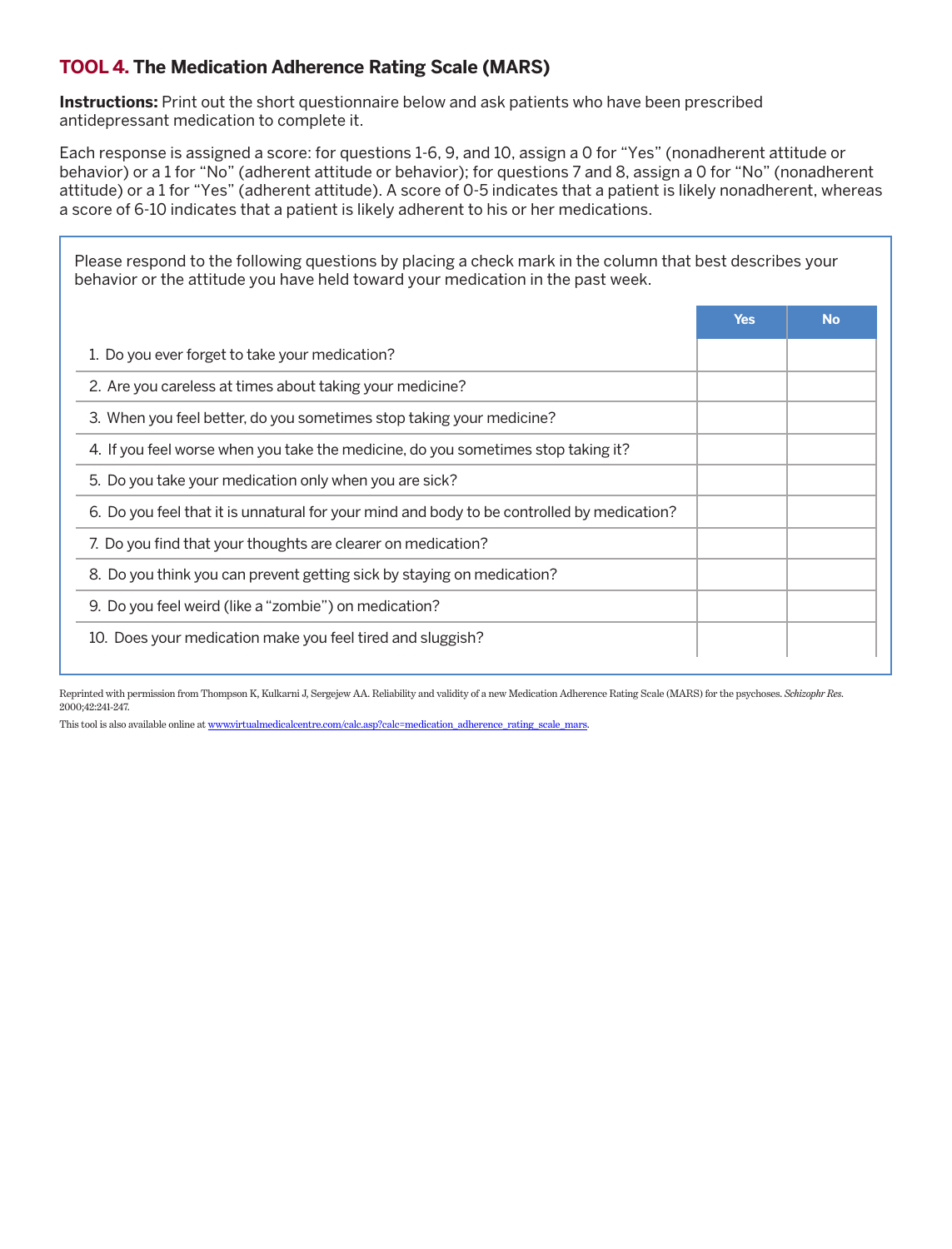## TOOL 4. The Medication Adherence Rating Scale (MARS)

**Instructions:** Print out the short questionnaire below and ask patients who have been prescribed antidepressant medication to complete it.

Each response is assigned a score: for questions 1-6, 9, and 10, assign a 0 for "Yes" (nonadherent attitude or behavior) or a 1 for "No" (adherent attitude or behavior); for questions 7 and 8, assign a 0 for "No" (nonadherent attitude) or a 1 for "Yes" (adherent attitude). A score of 0-5 indicates that a patient is likely nonadherent, whereas a score of 6-10 indicates that a patient is likely adherent to his or her medications.

Please respond to the following questions by placing a check mark in the column that best describes your behavior or the attitude you have held toward your medication in the past week.

| | Yes | No |
|---|---|---|
| 1. Do you ever forget to take your medication? | | |
| 2. Are you careless at times about taking your medicine? | | |
| 3. When you feel better, do you sometimes stop taking your medicine? | | |
| 4. If you feel worse when you take the medicine, do you sometimes stop taking it? | | |
| 5. Do you take your medication only when you are sick? | | |
| 6. Do you feel that it is unnatural for your mind and body to be controlled by medication? | | |
| 7. Do you find that your thoughts are clearer on medication? | | |
| 8. Do you think you can prevent getting sick by staying on medication? | | |
| 9. Do you feel weird (like a "zombie") on medication? | | |
| 10. Does your medication make you feel tired and sluggish? | | |

Reprinted with permission from Thompson K, Kulkarni J, Sergejew AA. Reliability and validity of a new Medication Adherence Rating Scale (MARS) for the psychoses. *Schizophr Res.* 2000;42:241-247.

This tool is also available online at www.virtualmedicalcentre.com/calc.asp?calc=medication_adherence_rating_scale_mars.